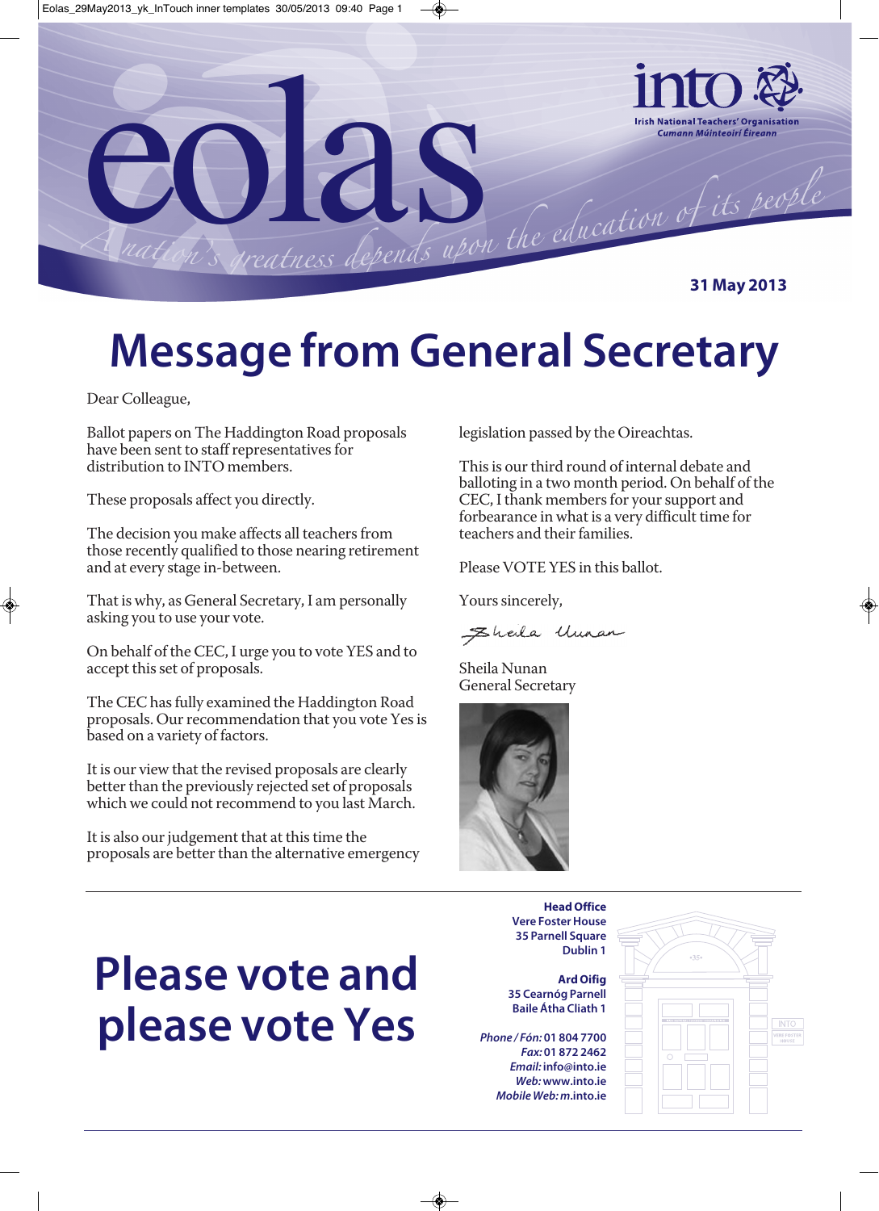# eolas

A nation's greatness depends upon the education of its people

**into** Irish National Teachers' Organisation
*Cumann Múinteoirí Éireann*

**31 May 2013**

# Message from General Secretary

Dear Colleague,

Ballot papers on The Haddington Road proposals have been sent to staff representatives for distribution to INTO members.

These proposals affect you directly.

The decision you make affects all teachers from those recently qualified to those nearing retirement and at every stage in-between.

That is why, as General Secretary, I am personally asking you to use your vote.

On behalf of the CEC, I urge you to vote YES and to accept this set of proposals.

The CEC has fully examined the Haddington Road proposals. Our recommendation that you vote Yes is based on a variety of factors.

It is our view that the revised proposals are clearly better than the previously rejected set of proposals which we could not recommend to you last March.

It is also our judgement that at this time the proposals are better than the alternative emergency legislation passed by the Oireachtas.

This is our third round of internal debate and balloting in a two month period. On behalf of the CEC, I thank members for your support and forbearance in what is a very difficult time for teachers and their families.

Please VOTE YES in this ballot.

Yours sincerely,

Sheila Nunan
General Secretary

# Please vote and please vote Yes

**Head Office**
**Vere Foster House**
**35 Parnell Square**
**Dublin 1**

**Ard Oifig**
**35 Cearnóg Parnell**
**Baile Átha Cliath 1**

***Phone / Fón:*** **01 804 7700**
***Fax:*** **01 872 2462**
***Email:*** **info@into.ie**
***Web:*** **www.into.ie**
***Mobile Web:*** **m.into.ie**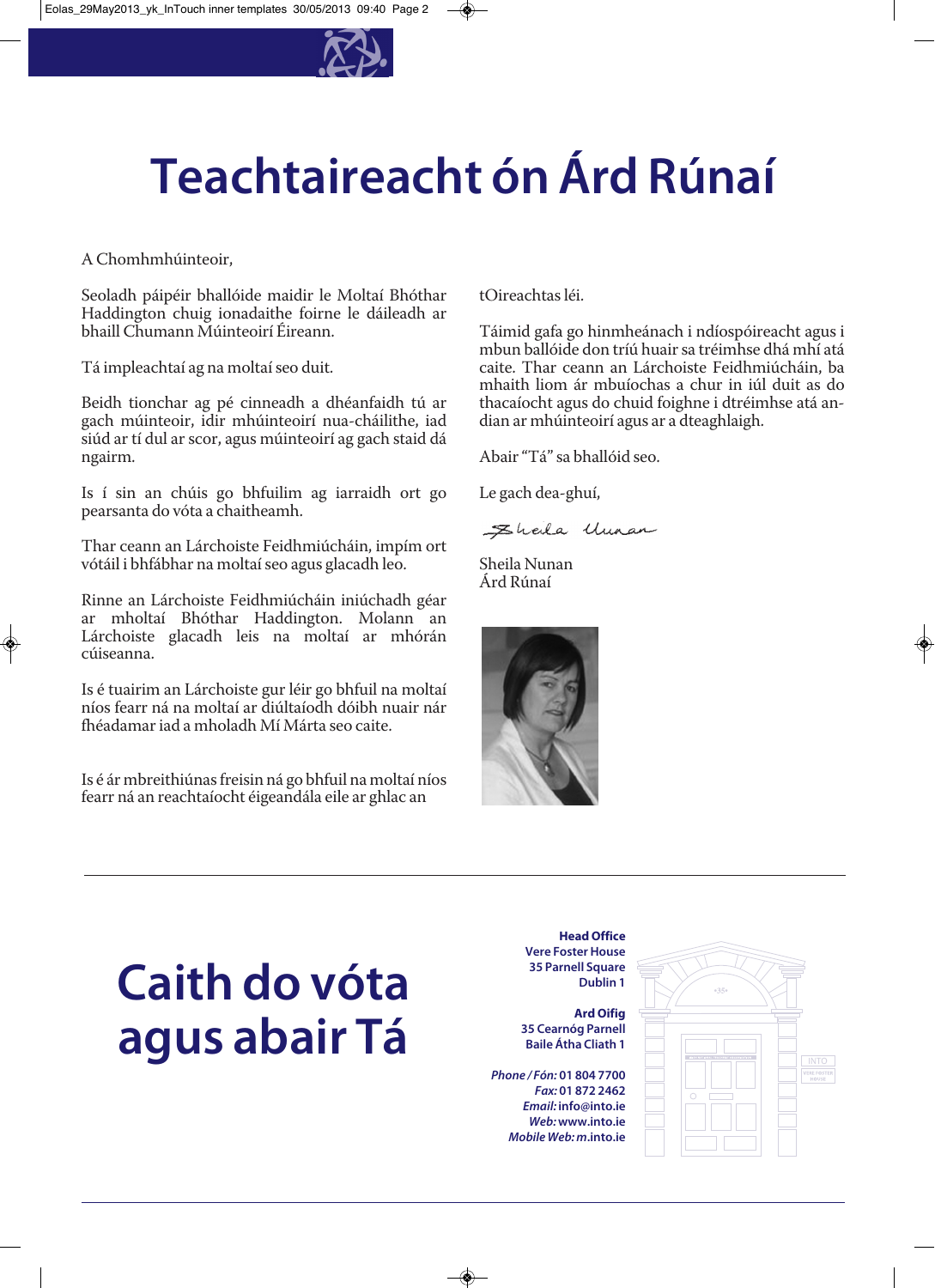# Teachtaireacht ón Árd Rúnaí

A Chomhmhúinteoir,

Seoladh páipéir bhallóide maidir le Moltaí Bhóthar Haddington chuig ionadaithe foirne le dáileadh ar bhaill Chumann Múinteoirí Éireann.

Tá impleachtaí ag na moltaí seo duit.

Beidh tionchar ag pé cinneadh a dhéanfaidh tú ar gach múinteoir, idir mhúinteoirí nua-cháilithe, iad siúd ar tí dul ar scor, agus múinteoirí ag gach staid dá ngairm.

Is í sin an chúis go bhfuilim ag iarraidh ort go pearsanta do vóta a chaitheamh.

Thar ceann an Lárchoiste Feidhmiúcháin, impím ort vótáil i bhfábhar na moltaí seo agus glacadh leo.

Rinne an Lárchoiste Feidhmiúcháin iniúchadh géar ar mholtaí Bhóthar Haddington. Molann an Lárchoiste glacadh leis na moltaí ar mhórán cúiseanna.

Is é tuairim an Lárchoiste gur léir go bhfuil na moltaí níos fearr ná na moltaí ar diúltaíodh dóibh nuair nár fhéadamar iad a mholadh Mí Márta seo caite.

Is é ár mbreithiúnas freisin ná go bhfuil na moltaí níos fearr ná an reachtaíocht éigeandála eile ar ghlac an tOireachtas léi.

Táimid gafa go hinmheánach i ndíospóireacht agus i mbun ballóide don tríú huair sa tréimhse dhá mhí atá caite. Thar ceann an Lárchoiste Feidhmiúcháin, ba mhaith liom ár mbuíochas a chur in iúl duit as do thacaíocht agus do chuid foighne i dtréimhse atá an-dian ar mhúinteoirí agus ar a dteaghlaigh.

Abair "Tá" sa bhallóid seo.

Le gach dea-ghuí,

Sheila Nunan

Sheila Nunan
Árd Rúnaí

# Caith do vóta agus abair Tá

**Head Office**
**Vere Foster House**
**35 Parnell Square**
**Dublin 1**

**Ard Oifig**
**35 Cearnóg Parnell**
**Baile Átha Cliath 1**

*Phone / Fón:* 01 804 7700
*Fax:* 01 872 2462
*Email:* info@into.ie
*Web:* www.into.ie
*Mobile Web:* m.into.ie